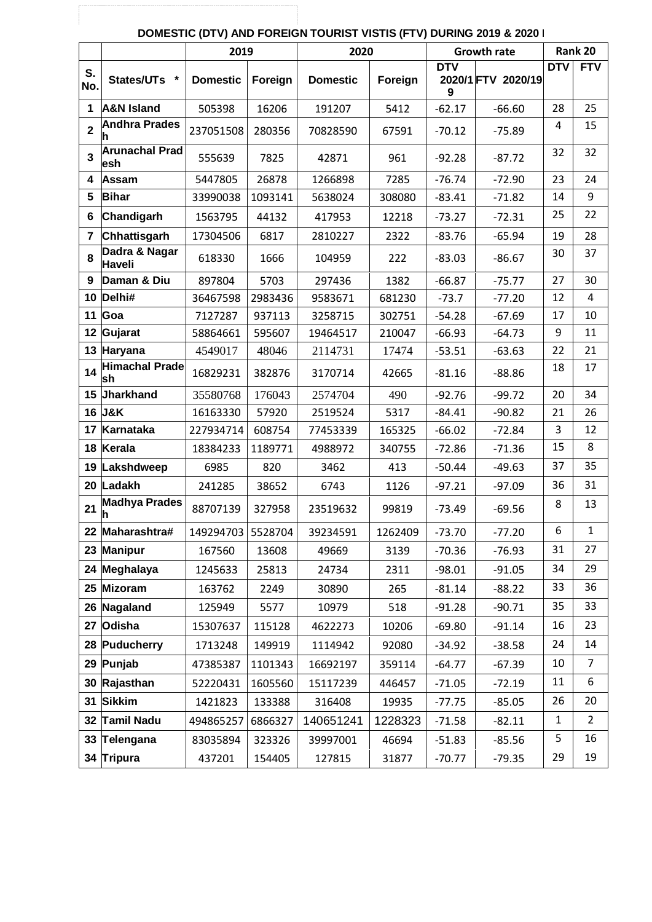**DOMESTIC (DTV) AND FOREIGN TOURIST VISTIS (FTV) DURING 2019 & 2020 I**

| | | 2019 | | 2020 | | Growth rate | | Rank 20 | |
|---|---|---|---|---|---|---|---|---|---|
| S. No. | States/UTs * | Domestic | Foreign | Domestic | Foreign | DTV 2020/19 | FTV 2020/19 | DTV | FTV |
| 1 | A&N Island | 505398 | 16206 | 191207 | 5412 | -62.17 | -66.60 | 28 | 25 |
| 2 | Andhra Pradesh | 237051508 | 280356 | 70828590 | 67591 | -70.12 | -75.89 | 4 | 15 |
| 3 | Arunachal Pradesh | 555639 | 7825 | 42871 | 961 | -92.28 | -87.72 | 32 | 32 |
| 4 | Assam | 5447805 | 26878 | 1266898 | 7285 | -76.74 | -72.90 | 23 | 24 |
| 5 | Bihar | 33990038 | 1093141 | 5638024 | 308080 | -83.41 | -71.82 | 14 | 9 |
| 6 | Chandigarh | 1563795 | 44132 | 417953 | 12218 | -73.27 | -72.31 | 25 | 22 |
| 7 | Chhattisgarh | 17304506 | 6817 | 2810227 | 2322 | -83.76 | -65.94 | 19 | 28 |
| 8 | Dadra & Nagar Haveli | 618330 | 1666 | 104959 | 222 | -83.03 | -86.67 | 30 | 37 |
| 9 | Daman & Diu | 897804 | 5703 | 297436 | 1382 | -66.87 | -75.77 | 27 | 30 |
| 10 | Delhi# | 36467598 | 2983436 | 9583671 | 681230 | -73.7 | -77.20 | 12 | 4 |
| 11 | Goa | 7127287 | 937113 | 3258715 | 302751 | -54.28 | -67.69 | 17 | 10 |
| 12 | Gujarat | 58864661 | 595607 | 19464517 | 210047 | -66.93 | -64.73 | 9 | 11 |
| 13 | Haryana | 4549017 | 48046 | 2114731 | 17474 | -53.51 | -63.63 | 22 | 21 |
| 14 | Himachal Pradesh | 16829231 | 382876 | 3170714 | 42665 | -81.16 | -88.86 | 18 | 17 |
| 15 | Jharkhand | 35580768 | 176043 | 2574704 | 490 | -92.76 | -99.72 | 20 | 34 |
| 16 | J&K | 16163330 | 57920 | 2519524 | 5317 | -84.41 | -90.82 | 21 | 26 |
| 17 | Karnataka | 227934714 | 608754 | 77453339 | 165325 | -66.02 | -72.84 | 3 | 12 |
| 18 | Kerala | 18384233 | 1189771 | 4988972 | 340755 | -72.86 | -71.36 | 15 | 8 |
| 19 | Lakshdweep | 6985 | 820 | 3462 | 413 | -50.44 | -49.63 | 37 | 35 |
| 20 | Ladakh | 241285 | 38652 | 6743 | 1126 | -97.21 | -97.09 | 36 | 31 |
| 21 | Madhya Pradesh | 88707139 | 327958 | 23519632 | 99819 | -73.49 | -69.56 | 8 | 13 |
| 22 | Maharashtra# | 149294703 | 5528704 | 39234591 | 1262409 | -73.70 | -77.20 | 6 | 1 |
| 23 | Manipur | 167560 | 13608 | 49669 | 3139 | -70.36 | -76.93 | 31 | 27 |
| 24 | Meghalaya | 1245633 | 25813 | 24734 | 2311 | -98.01 | -91.05 | 34 | 29 |
| 25 | Mizoram | 163762 | 2249 | 30890 | 265 | -81.14 | -88.22 | 33 | 36 |
| 26 | Nagaland | 125949 | 5577 | 10979 | 518 | -91.28 | -90.71 | 35 | 33 |
| 27 | Odisha | 15307637 | 115128 | 4622273 | 10206 | -69.80 | -91.14 | 16 | 23 |
| 28 | Puducherry | 1713248 | 149919 | 1114942 | 92080 | -34.92 | -38.58 | 24 | 14 |
| 29 | Punjab | 47385387 | 1101343 | 16692197 | 359114 | -64.77 | -67.39 | 10 | 7 |
| 30 | Rajasthan | 52220431 | 1605560 | 15117239 | 446457 | -71.05 | -72.19 | 11 | 6 |
| 31 | Sikkim | 1421823 | 133388 | 316408 | 19935 | -77.75 | -85.05 | 26 | 20 |
| 32 | Tamil Nadu | 494865257 | 6866327 | 140651241 | 1228323 | -71.58 | -82.11 | 1 | 2 |
| 33 | Telengana | 83035894 | 323326 | 39997001 | 46694 | -51.83 | -85.56 | 5 | 16 |
| 34 | Tripura | 437201 | 154405 | 127815 | 31877 | -70.77 | -79.35 | 29 | 19 |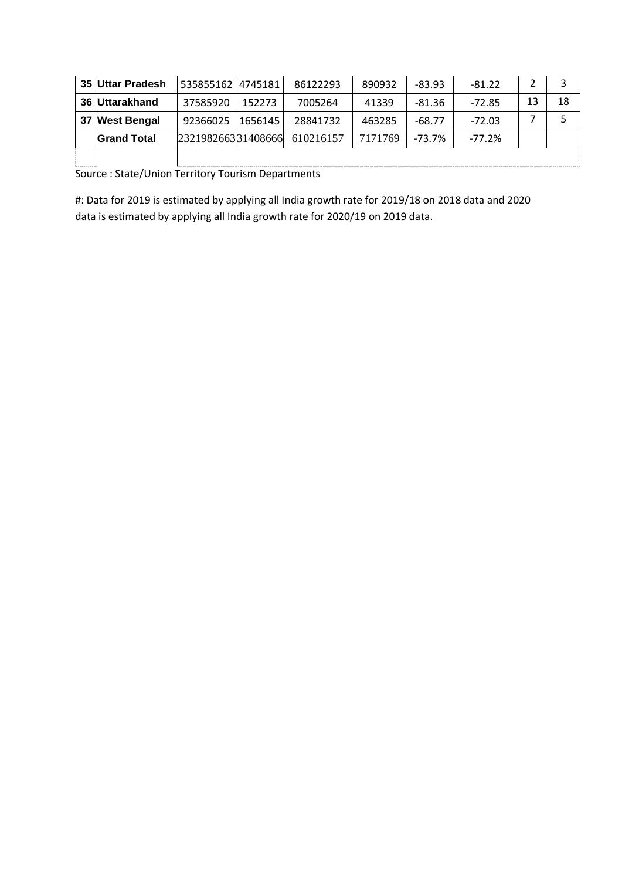| | | | | | | | | | |
|---|---|---|---|---|---|---|---|---|---|
| **35** | **Uttar Pradesh** | 535855162 | 4745181 | 86122293 | 890932 | -83.93 | -81.22 | 2 | 3 |
| **36** | **Uttarakhand** | 37585920 | 152273 | 7005264 | 41339 | -81.36 | -72.85 | 13 | 18 |
| **37** | **West Bengal** | 92366025 | 1656145 | 28841732 | 463285 | -68.77 | -72.03 | 7 | 5 |
| | **Grand Total** | 2321982663 | 31408666 | 610216157 | 7171769 | -73.7% | -77.2% | | |

Source : State/Union Territory Tourism Departments

#: Data for 2019 is estimated by applying all India growth rate for 2019/18 on 2018 data and 2020 data is estimated by applying all India growth rate for 2020/19 on 2019 data.